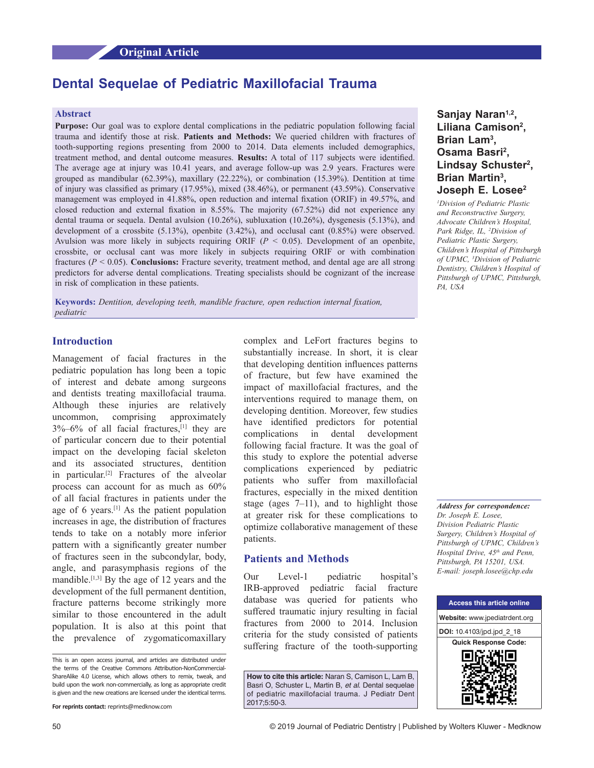Original Article

# Dental Sequelae of Pediatric Maxillofacial Trauma

**Sanjay Naran[1,2], Liliana Camison[2], Brian Lam[3], Osama Basri[2], Lindsay Schuster[2], Brian Martin[3], Joseph E. Losee[2]**

*[1]Division of Pediatric Plastic and Reconstructive Surgery, Advocate Children's Hospital, Park Ridge, IL, [2]Division of Pediatric Plastic Surgery, Children's Hospital of Pittsburgh of UPMC, [3]Division of Pediatric Dentistry, Children's Hospital of Pittsburgh of UPMC, Pittsburgh, PA, USA*

## Abstract

**Purpose:** Our goal was to explore dental complications in the pediatric population following facial trauma and identify those at risk. **Patients and Methods:** We queried children with fractures of tooth-supporting regions presenting from 2000 to 2014. Data elements included demographics, treatment method, and dental outcome measures. **Results:** A total of 117 subjects were identified. The average age at injury was 10.41 years, and average follow-up was 2.9 years. Fractures were grouped as mandibular (62.39%), maxillary (22.22%), or combination (15.39%). Dentition at time of injury was classified as primary (17.95%), mixed (38.46%), or permanent (43.59%). Conservative management was employed in 41.88%, open reduction and internal fixation (ORIF) in 49.57%, and closed reduction and external fixation in 8.55%. The majority (67.52%) did not experience any dental trauma or sequela. Dental avulsion (10.26%), subluxation (10.26%), dysgenesis (5.13%), and development of a crossbite (5.13%), openbite (3.42%), and occlusal cant (0.85%) were observed. Avulsion was more likely in subjects requiring ORIF ($P < 0.05$). Development of an openbite, crossbite, or occlusal cant was more likely in subjects requiring ORIF or with combination fractures ($P < 0.05$). **Conclusions:** Fracture severity, treatment method, and dental age are all strong predictors for adverse dental complications. Treating specialists should be cognizant of the increase in risk of complication in these patients.

**Keywords:** *Dentition, developing teeth, mandible fracture, open reduction internal fixation, pediatric*

## Introduction

Management of facial fractures in the pediatric population has long been a topic of interest and debate among surgeons and dentists treating maxillofacial trauma. Although these injuries are relatively uncommon, comprising approximately 3%–6% of all facial fractures,[1] they are of particular concern due to their potential impact on the developing facial skeleton and its associated structures, dentition in particular.[2] Fractures of the alveolar process can account for as much as 60% of all facial fractures in patients under the age of 6 years.[1] As the patient population increases in age, the distribution of fractures tends to take on a notably more inferior pattern with a significantly greater number of fractures seen in the subcondylar, body, angle, and parasymphasis regions of the mandible.[1,3] By the age of 12 years and the development of the full permanent dentition, fracture patterns become strikingly more similar to those encountered in the adult population. It is also at this point that the prevalence of zygomaticomaxillary complex and LeFort fractures begins to substantially increase. In short, it is clear that developing dentition influences patterns of fracture, but few have examined the impact of maxillofacial fractures, and the interventions required to manage them, on developing dentition. Moreover, few studies have identified predictors for potential complications in dental development following facial fracture. It was the goal of this study to explore the potential adverse complications experienced by pediatric patients who suffer from maxillofacial fractures, especially in the mixed dentition stage (ages 7–11), and to highlight those at greater risk for these complications to optimize collaborative management of these patients.

## Patients and Methods

Our Level-1 pediatric hospital's IRB-approved pediatric facial fracture database was queried for patients who suffered traumatic injury resulting in facial fractures from 2000 to 2014. Inclusion criteria for the study consisted of patients suffering fracture of the tooth-supporting

**Address for correspondence:** *Dr. Joseph E. Losee, Division Pediatric Plastic Surgery, Children's Hospital of Pittsburgh of UPMC, Children's Hospital Drive, 45th and Penn, Pittsburgh, PA 15201, USA. E-mail: joseph.losee@chp.edu*

**Access this article online**
**Website:** www.jpediatrdent.org
**DOI:** 10.4103/jpd.jpd_2_18
Quick Response Code:

This is an open access journal, and articles are distributed under the terms of the Creative Commons Attribution-NonCommercial-ShareAlike 4.0 License, which allows others to remix, tweak, and build upon the work non-commercially, as long as appropriate credit is given and the new creations are licensed under the identical terms.

**For reprints contact:** reprints@medknow.com

**How to cite this article:** Naran S, Camison L, Lam B, Basri O, Schuster L, Martin B, *et al*. Dental sequelae of pediatric maxillofacial trauma. J Pediatr Dent 2017;5:50-3.

© 2019 Journal of Pediatric Dentistry | Published by Wolters Kluwer - Medknow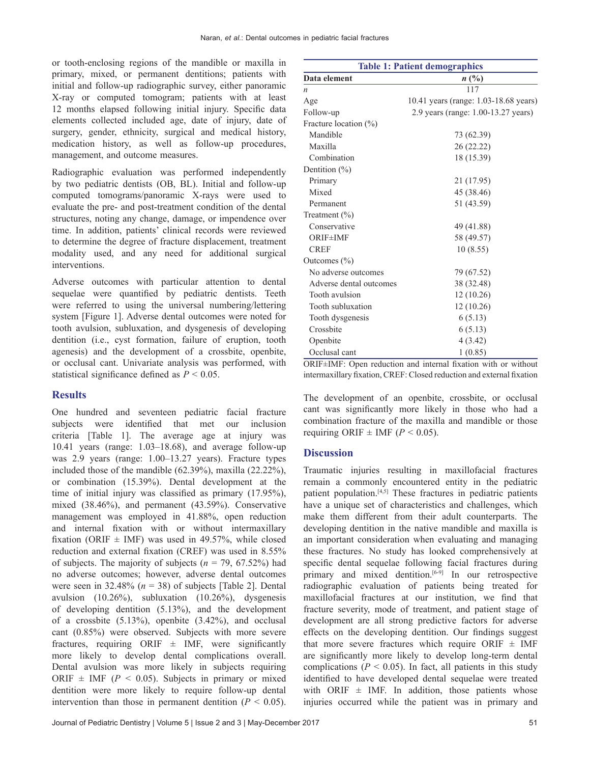or tooth-enclosing regions of the mandible or maxilla in primary, mixed, or permanent dentitions; patients with initial and follow-up radiographic survey, either panoramic X-ray or computed tomogram; patients with at least 12 months elapsed following initial injury. Specific data elements collected included age, date of injury, date of surgery, gender, ethnicity, surgical and medical history, medication history, as well as follow-up procedures, management, and outcome measures.

Radiographic evaluation was performed independently by two pediatric dentists (OB, BL). Initial and follow-up computed tomograms/panoramic X-rays were used to evaluate the pre- and post-treatment condition of the dental structures, noting any change, damage, or impendence over time. In addition, patients' clinical records were reviewed to determine the degree of fracture displacement, treatment modality used, and any need for additional surgical interventions.

Adverse outcomes with particular attention to dental sequelae were quantified by pediatric dentists. Teeth were referred to using the universal numbering/lettering system [Figure 1]. Adverse dental outcomes were noted for tooth avulsion, subluxation, and dysgenesis of developing dentition (i.e., cyst formation, failure of eruption, tooth agenesis) and the development of a crossbite, openbite, or occlusal cant. Univariate analysis was performed, with statistical significance defined as $P < 0.05$.

## Results

One hundred and seventeen pediatric facial fracture subjects were identified that met our inclusion criteria [Table 1]. The average age at injury was 10.41 years (range: 1.03–18.68), and average follow-up was 2.9 years (range: 1.00–13.27 years). Fracture types included those of the mandible (62.39%), maxilla (22.22%), or combination (15.39%). Dental development at the time of initial injury was classified as primary (17.95%), mixed (38.46%), and permanent (43.59%). Conservative management was employed in 41.88%, open reduction and internal fixation with or without intermaxillary fixation (ORIF ± IMF) was used in 49.57%, while closed reduction and external fixation (CREF) was used in 8.55% of subjects. The majority of subjects ($n$ = 79, 67.52%) had no adverse outcomes; however, adverse dental outcomes were seen in 32.48% ($n$ = 38) of subjects [Table 2]. Dental avulsion (10.26%), subluxation (10.26%), dysgenesis of developing dentition (5.13%), and the development of a crossbite (5.13%), openbite (3.42%), and occlusal cant (0.85%) were observed. Subjects with more severe fractures, requiring ORIF ± IMF, were significantly more likely to develop dental complications overall. Dental avulsion was more likely in subjects requiring ORIF ± IMF ($P < 0.05$). Subjects in primary or mixed dentition were more likely to require follow-up dental intervention than those in permanent dentition ($P < 0.05$). The development of an openbite, crossbite, or occlusal cant was significantly more likely in those who had a combination fracture of the maxilla and mandible or those requiring ORIF ± IMF ($P < 0.05$).

**Table 1: Patient demographics**

| Data element | n (%) |
|---|---|
| n | 117 |
| Age | 10.41 years (range: 1.03-18.68 years) |
| Follow-up | 2.9 years (range: 1.00-13.27 years) |
| Fracture location (%) | |
| Mandible | 73 (62.39) |
| Maxilla | 26 (22.22) |
| Combination | 18 (15.39) |
| Dentition (%) | |
| Primary | 21 (17.95) |
| Mixed | 45 (38.46) |
| Permanent | 51 (43.59) |
| Treatment (%) | |
| Conservative | 49 (41.88) |
| ORIF±IMF | 58 (49.57) |
| CREF | 10 (8.55) |
| Outcomes (%) | |
| No adverse outcomes | 79 (67.52) |
| Adverse dental outcomes | 38 (32.48) |
| Tooth avulsion | 12 (10.26) |
| Tooth subluxation | 12 (10.26) |
| Tooth dysgenesis | 6 (5.13) |
| Crossbite | 6 (5.13) |
| Openbite | 4 (3.42) |
| Occlusal cant | 1 (0.85) |

ORIF±IMF: Open reduction and internal fixation with or without intermaxillary fixation, CREF: Closed reduction and external fixation

## Discussion

Traumatic injuries resulting in maxillofacial fractures remain a commonly encountered entity in the pediatric patient population.[4,5] These fractures in pediatric patients have a unique set of characteristics and challenges, which make them different from their adult counterparts. The developing dentition in the native mandible and maxilla is an important consideration when evaluating and managing these fractures. No study has looked comprehensively at specific dental sequelae following facial fractures during primary and mixed dentition.[6-9] In our retrospective radiographic evaluation of patients being treated for maxillofacial fractures at our institution, we find that fracture severity, mode of treatment, and patient stage of development are all strong predictive factors for adverse effects on the developing dentition. Our findings suggest that more severe fractures which require ORIF ± IMF are significantly more likely to develop long-term dental complications ($P < 0.05$). In fact, all patients in this study identified to have developed dental sequelae were treated with ORIF ± IMF. In addition, those patients whose injuries occurred while the patient was in primary and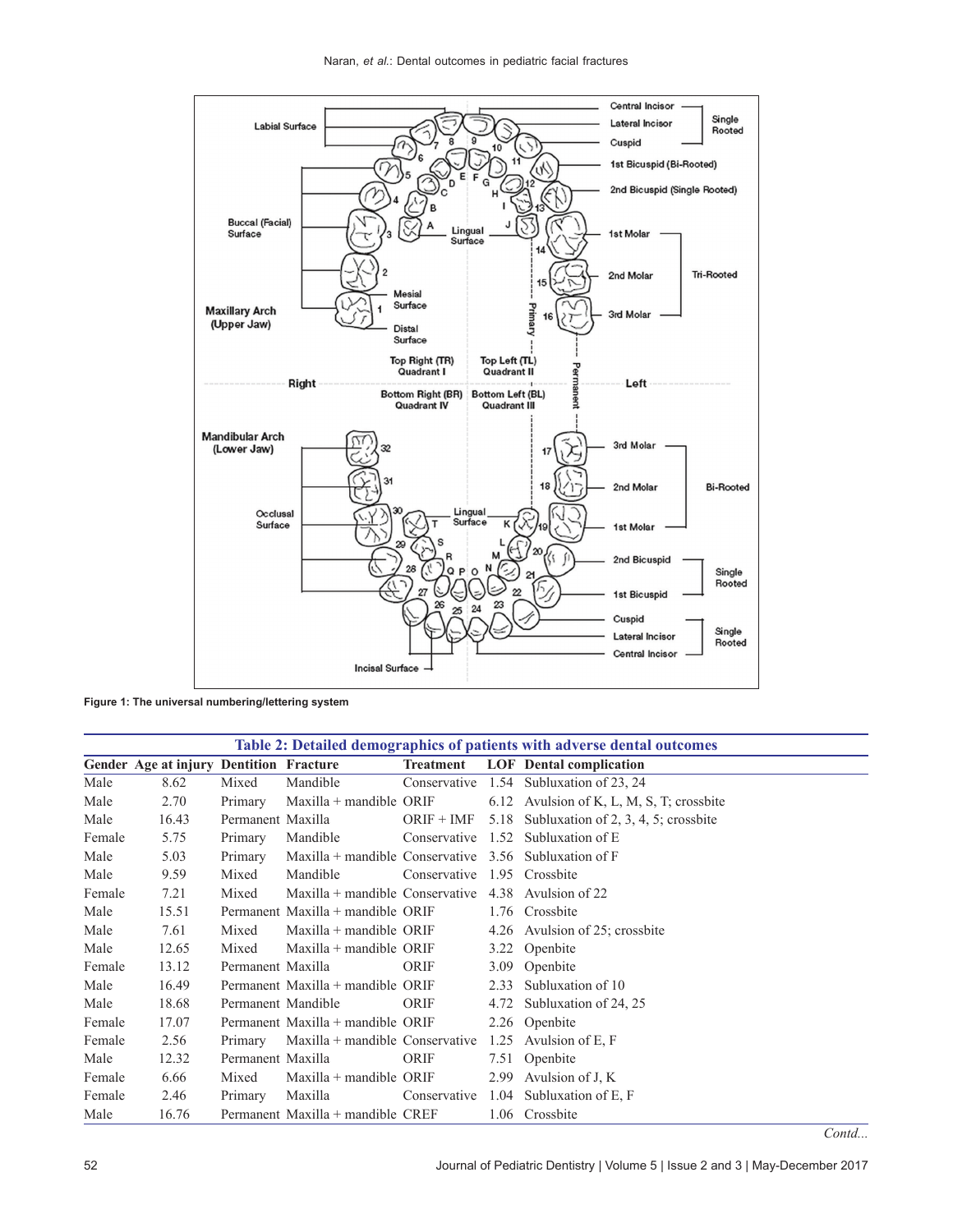Figure 1: The universal numbering/lettering system

**Table 2: Detailed demographics of patients with adverse dental outcomes**

| Gender | Age at injury | Dentition | Fracture | Treatment | LOF | Dental complication |
|---|---|---|---|---|---|---|
| Male | 8.62 | Mixed | Mandible | Conservative | 1.54 | Subluxation of 23, 24 |
| Male | 2.70 | Primary | Maxilla + mandible | ORIF | 6.12 | Avulsion of K, L, M, S, T; crossbite |
| Male | 16.43 | Permanent | Maxilla | ORIF + IMF | 5.18 | Subluxation of 2, 3, 4, 5; crossbite |
| Female | 5.75 | Primary | Mandible | Conservative | 1.52 | Subluxation of E |
| Male | 5.03 | Primary | Maxilla + mandible | Conservative | 3.56 | Subluxation of F |
| Male | 9.59 | Mixed | Mandible | Conservative | 1.95 | Crossbite |
| Female | 7.21 | Mixed | Maxilla + mandible | Conservative | 4.38 | Avulsion of 22 |
| Male | 15.51 | Permanent | Maxilla + mandible | ORIF | 1.76 | Crossbite |
| Male | 7.61 | Mixed | Maxilla + mandible | ORIF | 4.26 | Avulsion of 25; crossbite |
| Male | 12.65 | Mixed | Maxilla + mandible | ORIF | 3.22 | Openbite |
| Female | 13.12 | Permanent | Maxilla | ORIF | 3.09 | Openbite |
| Male | 16.49 | Permanent | Maxilla + mandible | ORIF | 2.33 | Subluxation of 10 |
| Male | 18.68 | Permanent | Mandible | ORIF | 4.72 | Subluxation of 24, 25 |
| Female | 17.07 | Permanent | Maxilla + mandible | ORIF | 2.26 | Openbite |
| Female | 2.56 | Primary | Maxilla + mandible | Conservative | 1.25 | Avulsion of E, F |
| Male | 12.32 | Permanent | Maxilla | ORIF | 7.51 | Openbite |
| Female | 6.66 | Mixed | Maxilla + mandible | ORIF | 2.99 | Avulsion of J, K |
| Female | 2.46 | Primary | Maxilla | Conservative | 1.04 | Subluxation of E, F |
| Male | 16.76 | Permanent | Maxilla + mandible | CREF | 1.06 | Crossbite |

*Contd...*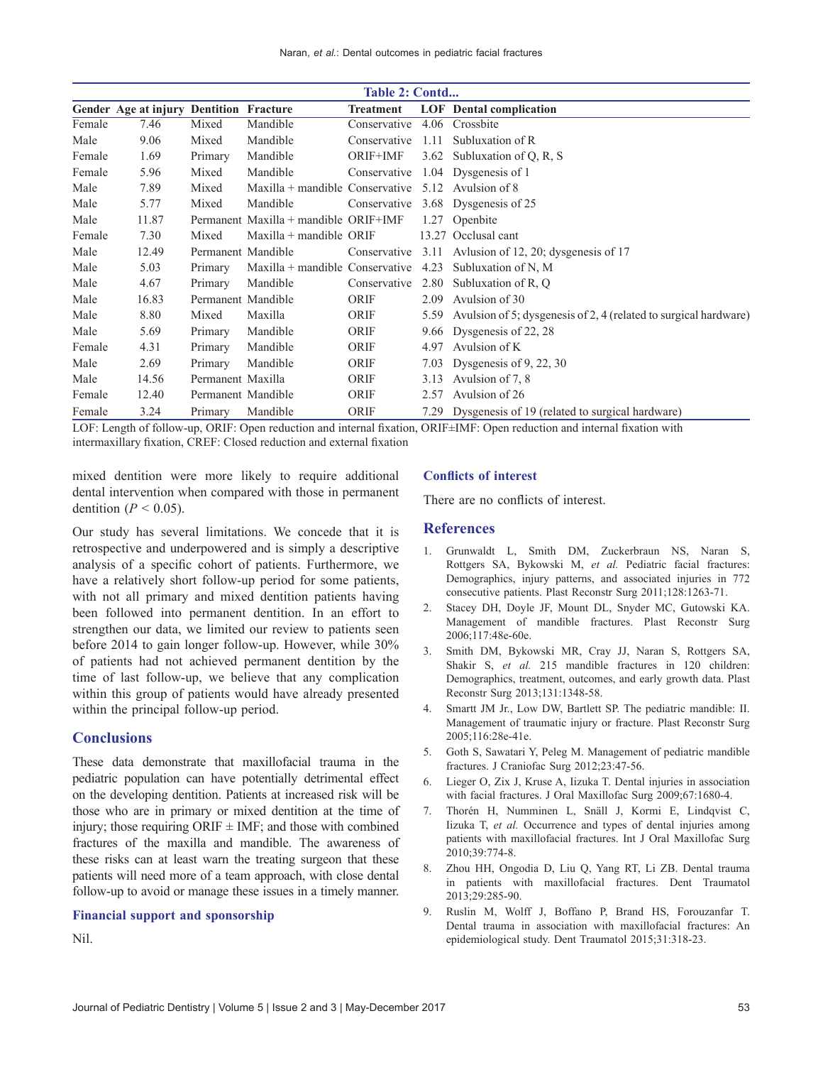**Table 2: Contd...**

| Gender | Age at injury | Dentition | Fracture | Treatment | LOF | Dental complication |
|---|---|---|---|---|---|---|
| Female | 7.46 | Mixed | Mandible | Conservative | 4.06 | Crossbite |
| Male | 9.06 | Mixed | Mandible | Conservative | 1.11 | Subluxation of R |
| Female | 1.69 | Primary | Mandible | ORIF+IMF | 3.62 | Subluxation of Q, R, S |
| Female | 5.96 | Mixed | Mandible | Conservative | 1.04 | Dysgenesis of 1 |
| Male | 7.89 | Mixed | Maxilla + mandible | Conservative | 5.12 | Avulsion of 8 |
| Male | 5.77 | Mixed | Mandible | Conservative | 3.68 | Dysgenesis of 25 |
| Male | 11.87 | Permanent | Maxilla + mandible | ORIF+IMF | 1.27 | Openbite |
| Female | 7.30 | Mixed | Maxilla + mandible | ORIF | 13.27 | Occlusal cant |
| Male | 12.49 | Permanent | Mandible | Conservative | 3.11 | Avlusion of 12, 20; dysgenesis of 17 |
| Male | 5.03 | Primary | Maxilla + mandible | Conservative | 4.23 | Subluxation of N, M |
| Male | 4.67 | Primary | Mandible | Conservative | 2.80 | Subluxation of R, Q |
| Male | 16.83 | Permanent | Mandible | ORIF | 2.09 | Avulsion of 30 |
| Male | 8.80 | Mixed | Maxilla | ORIF | 5.59 | Avulsion of 5; dysgenesis of 2, 4 (related to surgical hardware) |
| Male | 5.69 | Primary | Mandible | ORIF | 9.66 | Dysgenesis of 22, 28 |
| Female | 4.31 | Primary | Mandible | ORIF | 4.97 | Avulsion of K |
| Male | 2.69 | Primary | Mandible | ORIF | 7.03 | Dysgenesis of 9, 22, 30 |
| Male | 14.56 | Permanent | Maxilla | ORIF | 3.13 | Avulsion of 7, 8 |
| Female | 12.40 | Permanent | Mandible | ORIF | 2.57 | Avulsion of 26 |
| Female | 3.24 | Primary | Mandible | ORIF | 7.29 | Dysgenesis of 19 (related to surgical hardware) |

LOF: Length of follow-up, ORIF: Open reduction and internal fixation, ORIF±IMF: Open reduction and internal fixation with intermaxillary fixation, CREF: Closed reduction and external fixation

mixed dentition were more likely to require additional dental intervention when compared with those in permanent dentition ($P < 0.05$).

Our study has several limitations. We concede that it is retrospective and underpowered and is simply a descriptive analysis of a specific cohort of patients. Furthermore, we have a relatively short follow-up period for some patients, with not all primary and mixed dentition patients having been followed into permanent dentition. In an effort to strengthen our data, we limited our review to patients seen before 2014 to gain longer follow-up. However, while 30% of patients had not achieved permanent dentition by the time of last follow-up, we believe that any complication within this group of patients would have already presented within the principal follow-up period.

## Conclusions

These data demonstrate that maxillofacial trauma in the pediatric population can have potentially detrimental effect on the developing dentition. Patients at increased risk will be those who are in primary or mixed dentition at the time of injury; those requiring ORIF ± IMF; and those with combined fractures of the maxilla and mandible. The awareness of these risks can at least warn the treating surgeon that these patients will need more of a team approach, with close dental follow-up to avoid or manage these issues in a timely manner.

### Financial support and sponsorship

Nil.

### Conflicts of interest

There are no conflicts of interest.

## References

1. Grunwaldt L, Smith DM, Zuckerbraun NS, Naran S, Rottgers SA, Bykowski M, *et al.* Pediatric facial fractures: Demographics, injury patterns, and associated injuries in 772 consecutive patients. Plast Reconstr Surg 2011;128:1263-71.
2. Stacey DH, Doyle JF, Mount DL, Snyder MC, Gutowski KA. Management of mandible fractures. Plast Reconstr Surg 2006;117:48e-60e.
3. Smith DM, Bykowski MR, Cray JJ, Naran S, Rottgers SA, Shakir S, *et al.* 215 mandible fractures in 120 children: Demographics, treatment, outcomes, and early growth data. Plast Reconstr Surg 2013;131:1348-58.
4. Smartt JM Jr., Low DW, Bartlett SP. The pediatric mandible: II. Management of traumatic injury or fracture. Plast Reconstr Surg 2005;116:28e-41e.
5. Goth S, Sawatari Y, Peleg M. Management of pediatric mandible fractures. J Craniofac Surg 2012;23:47-56.
6. Lieger O, Zix J, Kruse A, Iizuka T. Dental injuries in association with facial fractures. J Oral Maxillofac Surg 2009;67:1680-4.
7. Thorén H, Numminen L, Snäll J, Kormi E, Lindqvist C, Iizuka T, *et al.* Occurrence and types of dental injuries among patients with maxillofacial fractures. Int J Oral Maxillofac Surg 2010;39:774-8.
8. Zhou HH, Ongodia D, Liu Q, Yang RT, Li ZB. Dental trauma in patients with maxillofacial fractures. Dent Traumatol 2013;29:285-90.
9. Ruslin M, Wolff J, Boffano P, Brand HS, Forouzanfar T. Dental trauma in association with maxillofacial fractures: An epidemiological study. Dent Traumatol 2015;31:318-23.